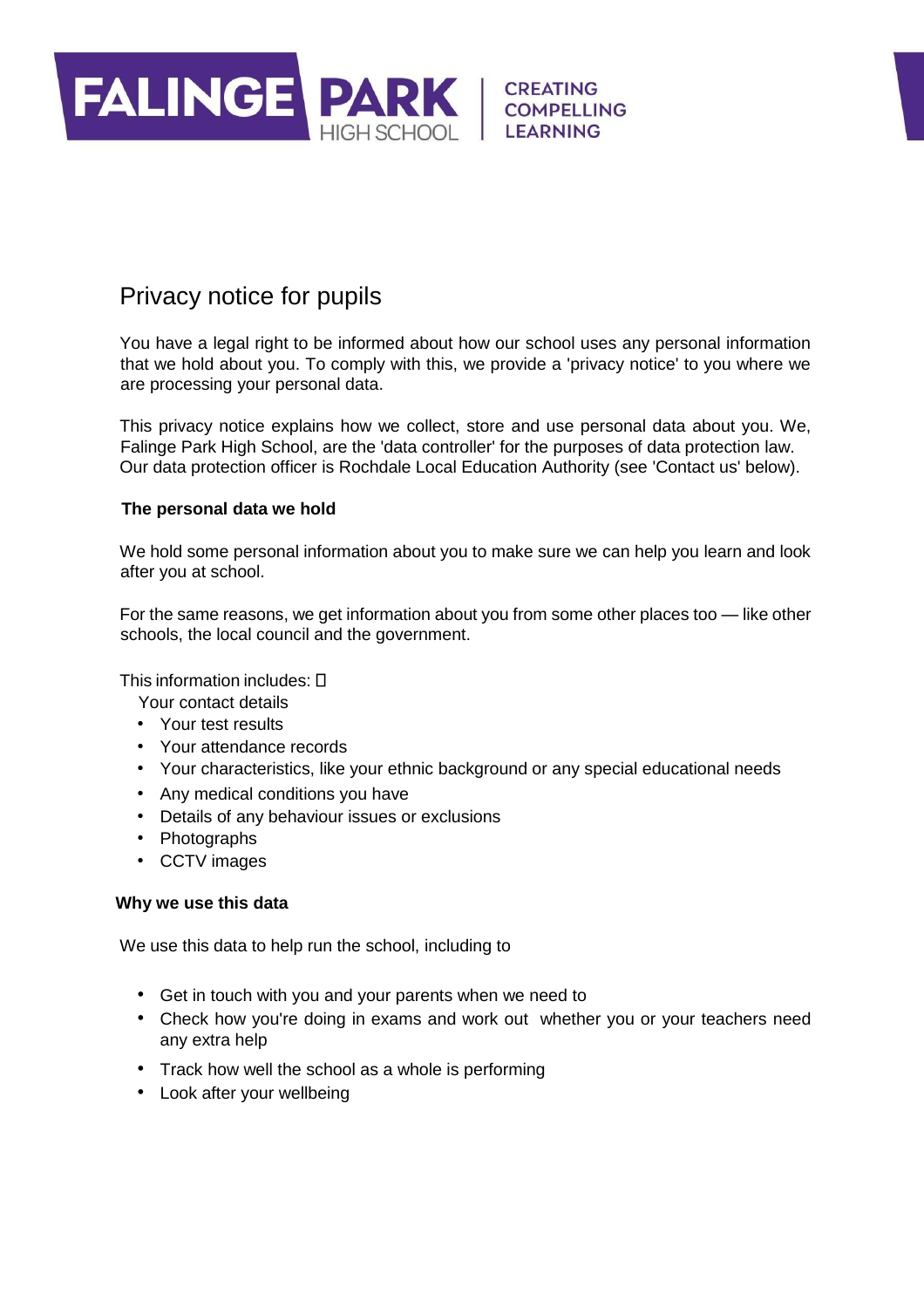FALINGE PARK HIGH SCHOOL | CREATING COMPELLING LEARNING

# Privacy notice for pupils

You have a legal right to be informed about how our school uses any personal information that we hold about you. To comply with this, we provide a 'privacy notice' to you where we are processing your personal data.

This privacy notice explains how we collect, store and use personal data about you. We, Falinge Park High School, are the 'data controller' for the purposes of data protection law. Our data protection officer is Rochdale Local Education Authority (see 'Contact us' below).

**The personal data we hold**

We hold some personal information about you to make sure we can help you learn and look after you at school.

For the same reasons, we get information about you from some other places too — like other schools, the local council and the government.

This information includes:

- Your contact details
- Your test results
- Your attendance records
- Your characteristics, like your ethnic background or any special educational needs
- Any medical conditions you have
- Details of any behaviour issues or exclusions
- Photographs
- CCTV images

**Why we use this data**

We use this data to help run the school, including to

- Get in touch with you and your parents when we need to
- Check how you're doing in exams and work out whether you or your teachers need any extra help
- Track how well the school as a whole is performing
- Look after your wellbeing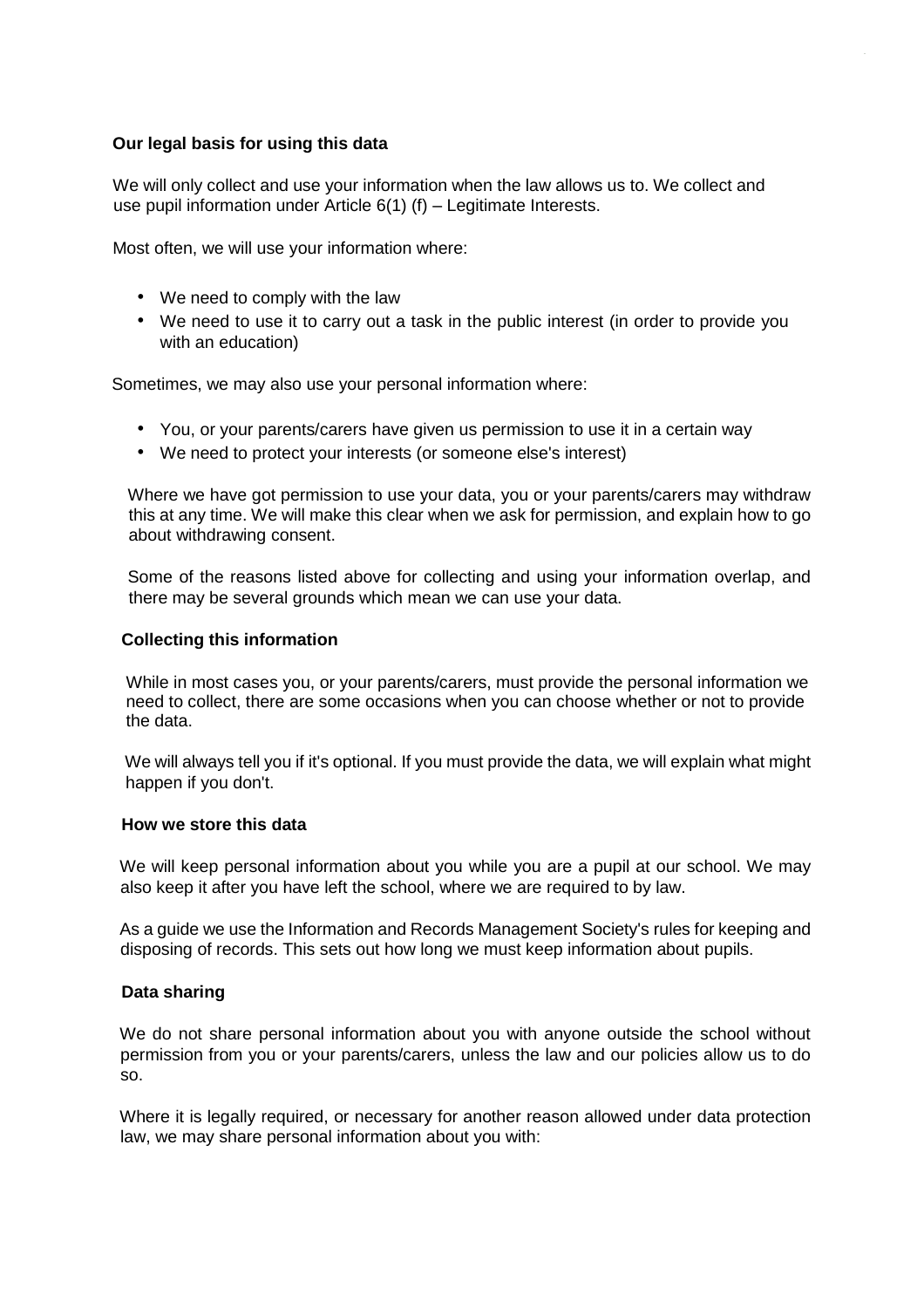**Our legal basis for using this data**

We will only collect and use your information when the law allows us to. We collect and use pupil information under Article 6(1) (f) – Legitimate Interests.

Most often, we will use your information where:

- We need to comply with the law
- We need to use it to carry out a task in the public interest (in order to provide you with an education)

Sometimes, we may also use your personal information where:

- You, or your parents/carers have given us permission to use it in a certain way
- We need to protect your interests (or someone else's interest)

Where we have got permission to use your data, you or your parents/carers may withdraw this at any time. We will make this clear when we ask for permission, and explain how to go about withdrawing consent.

Some of the reasons listed above for collecting and using your information overlap, and there may be several grounds which mean we can use your data.

**Collecting this information**

While in most cases you, or your parents/carers, must provide the personal information we need to collect, there are some occasions when you can choose whether or not to provide the data.

We will always tell you if it's optional. If you must provide the data, we will explain what might happen if you don't.

**How we store this data**

We will keep personal information about you while you are a pupil at our school. We may also keep it after you have left the school, where we are required to by law.

As a guide we use the Information and Records Management Society's rules for keeping and disposing of records. This sets out how long we must keep information about pupils.

**Data sharing**

We do not share personal information about you with anyone outside the school without permission from you or your parents/carers, unless the law and our policies allow us to do so.

Where it is legally required, or necessary for another reason allowed under data protection law, we may share personal information about you with: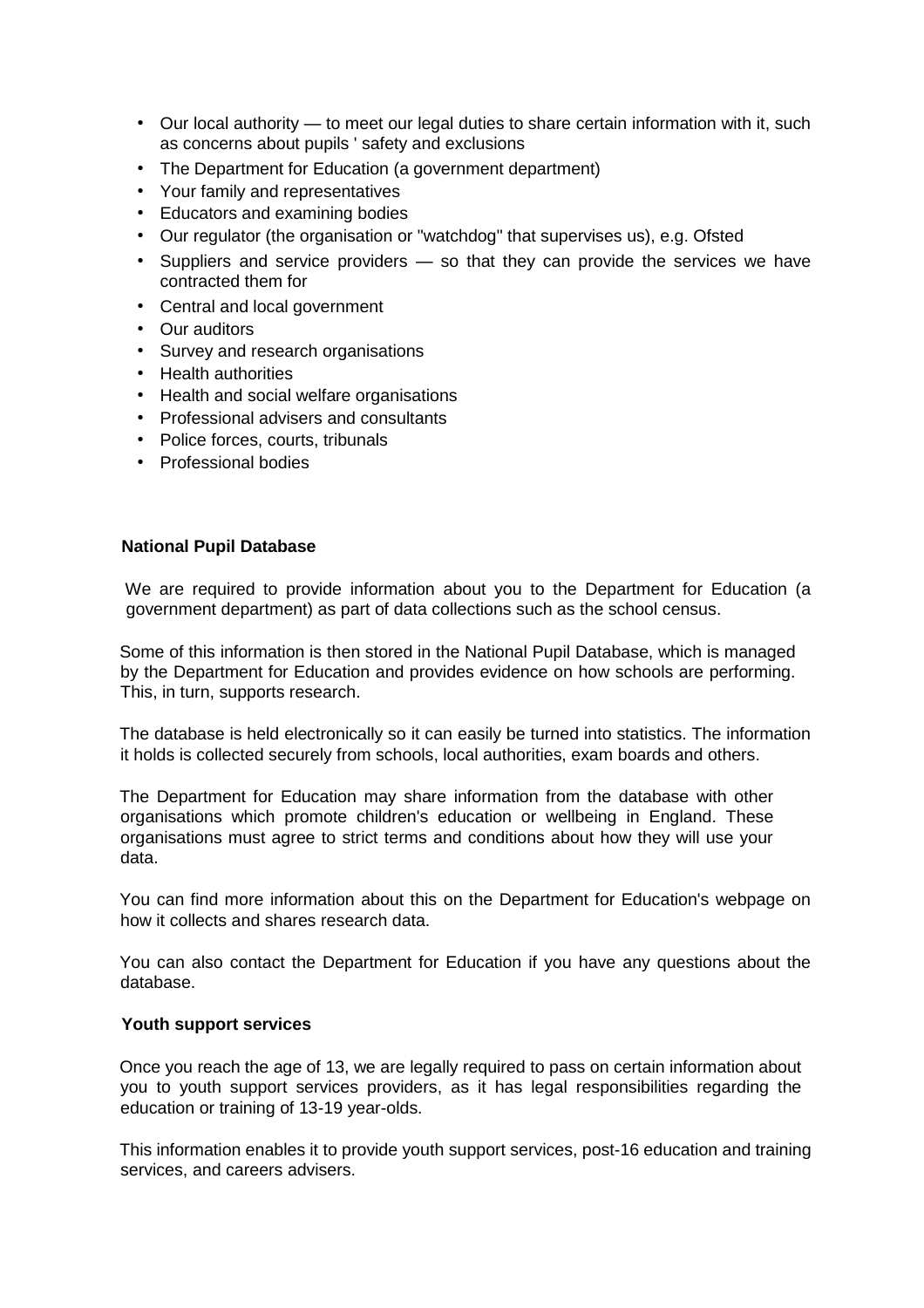- Our local authority — to meet our legal duties to share certain information with it, such as concerns about pupils ' safety and exclusions
- The Department for Education (a government department)
- Your family and representatives
- Educators and examining bodies
- Our regulator (the organisation or "watchdog" that supervises us), e.g. Ofsted
- Suppliers and service providers — so that they can provide the services we have contracted them for
- Central and local government
- Our auditors
- Survey and research organisations
- Health authorities
- Health and social welfare organisations
- Professional advisers and consultants
- Police forces, courts, tribunals
- Professional bodies

**National Pupil Database**

We are required to provide information about you to the Department for Education (a government department) as part of data collections such as the school census.

Some of this information is then stored in the National Pupil Database, which is managed by the Department for Education and provides evidence on how schools are performing. This, in turn, supports research.

The database is held electronically so it can easily be turned into statistics. The information it holds is collected securely from schools, local authorities, exam boards and others.

The Department for Education may share information from the database with other organisations which promote children's education or wellbeing in England. These organisations must agree to strict terms and conditions about how they will use your data.

You can find more information about this on the Department for Education's webpage on how it collects and shares research data.

You can also contact the Department for Education if you have any questions about the database.

**Youth support services**

Once you reach the age of 13, we are legally required to pass on certain information about you to youth support services providers, as it has legal responsibilities regarding the education or training of 13-19 year-olds.

This information enables it to provide youth support services, post-16 education and training services, and careers advisers.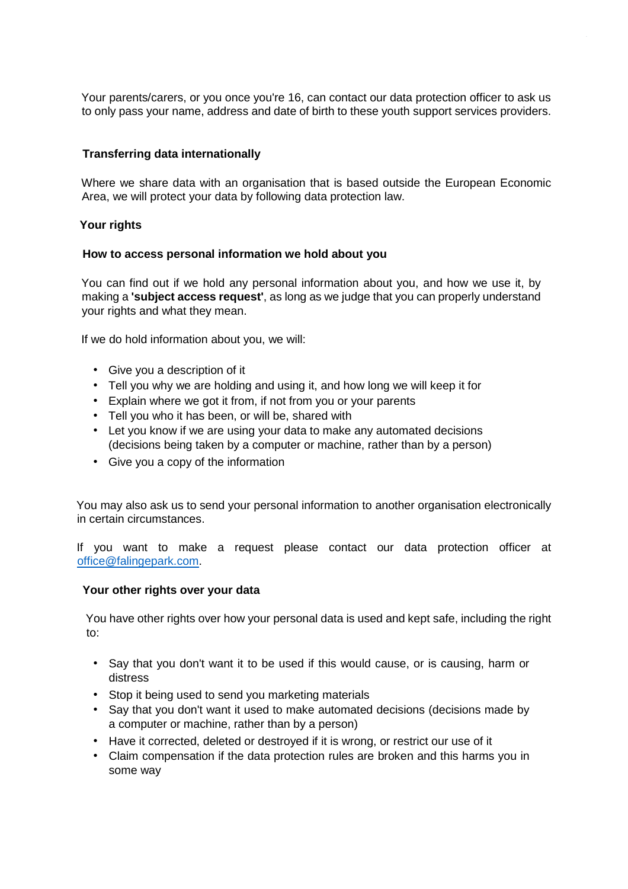Your parents/carers, or you once you're 16, can contact our data protection officer to ask us to only pass your name, address and date of birth to these youth support services providers.

## Transferring data internationally

Where we share data with an organisation that is based outside the European Economic Area, we will protect your data by following data protection law.

## Your rights

### How to access personal information we hold about you

You can find out if we hold any personal information about you, and how we use it, by making a **'subject access request'**, as long as we judge that you can properly understand your rights and what they mean.

If we do hold information about you, we will:

- Give you a description of it
- Tell you why we are holding and using it, and how long we will keep it for
- Explain where we got it from, if not from you or your parents
- Tell you who it has been, or will be, shared with
- Let you know if we are using your data to make any automated decisions (decisions being taken by a computer or machine, rather than by a person)
- Give you a copy of the information

You may also ask us to send your personal information to another organisation electronically in certain circumstances.

If you want to make a request please contact our data protection officer at office@falingepark.com.

### Your other rights over your data

You have other rights over how your personal data is used and kept safe, including the right to:

- Say that you don't want it to be used if this would cause, or is causing, harm or distress
- Stop it being used to send you marketing materials
- Say that you don't want it used to make automated decisions (decisions made by a computer or machine, rather than by a person)
- Have it corrected, deleted or destroyed if it is wrong, or restrict our use of it
- Claim compensation if the data protection rules are broken and this harms you in some way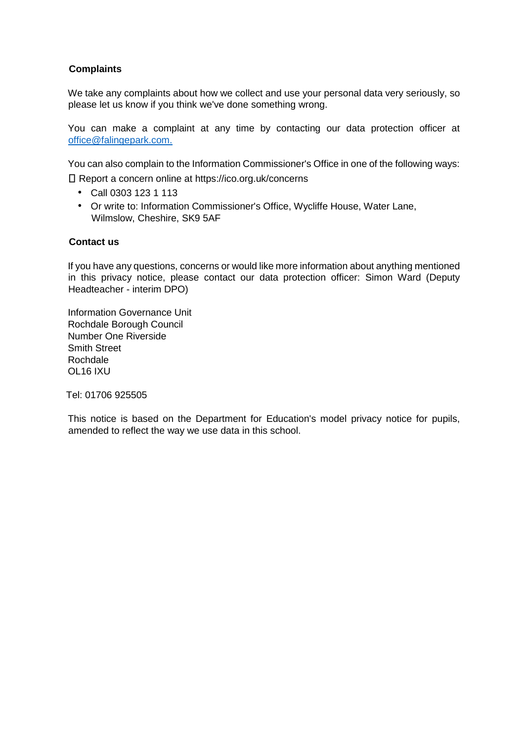**Complaints**

We take any complaints about how we collect and use your personal data very seriously, so please let us know if you think we've done something wrong.

You can make a complaint at any time by contacting our data protection officer at office@falingepark.com.

You can also complain to the Information Commissioner's Office in one of the following ways:

- Report a concern online at https://ico.org.uk/concerns
- Call 0303 123 1 113
- Or write to: Information Commissioner's Office, Wycliffe House, Water Lane, Wilmslow, Cheshire, SK9 5AF

**Contact us**

If you have any questions, concerns or would like more information about anything mentioned in this privacy notice, please contact our data protection officer: Simon Ward (Deputy Headteacher - interim DPO)

Information Governance Unit
Rochdale Borough Council
Number One Riverside
Smith Street
Rochdale
OL16 IXU

Tel: 01706 925505

This notice is based on the Department for Education's model privacy notice for pupils, amended to reflect the way we use data in this school.